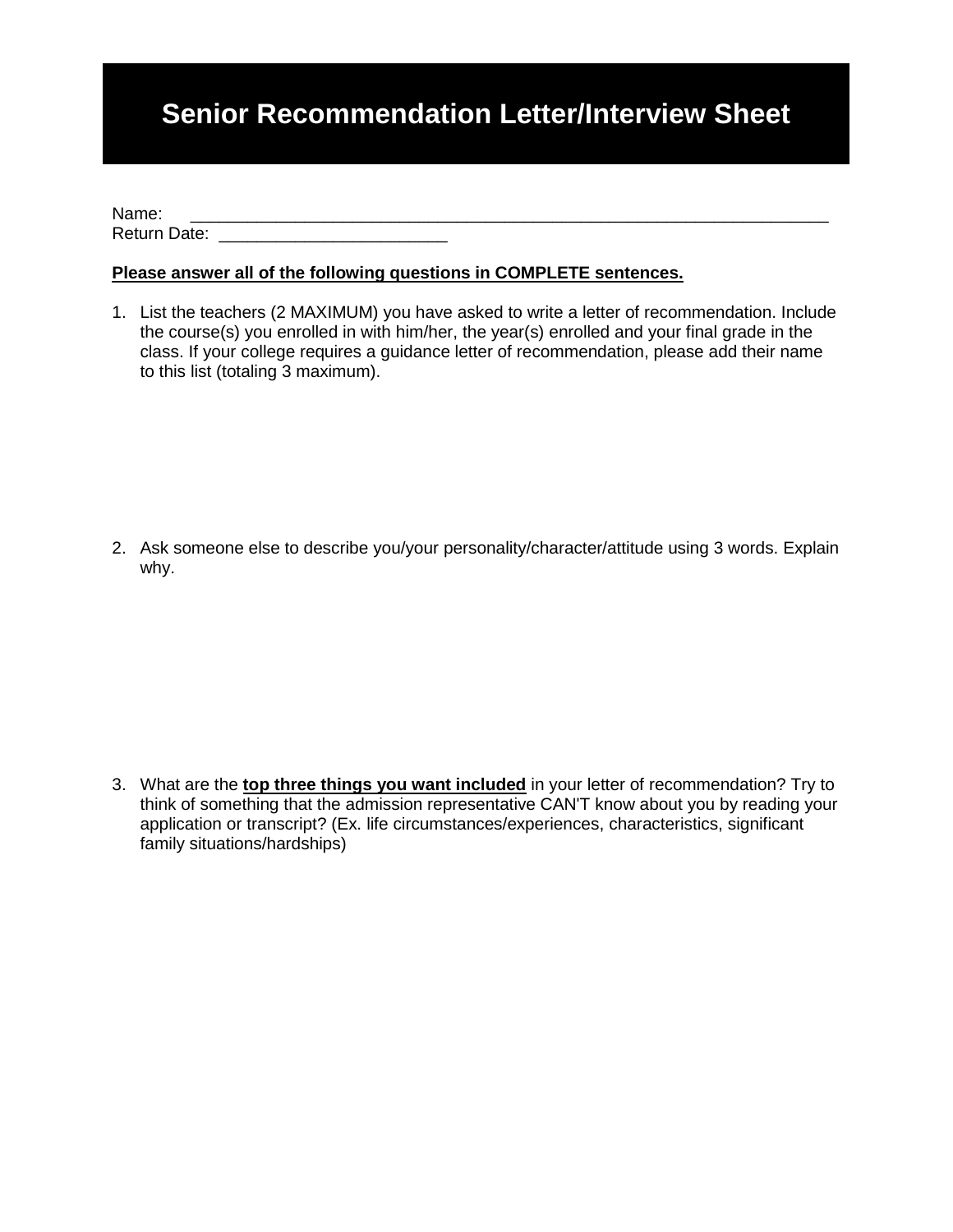# Senior Recommendation Letter/Interview Sheet

Name: ______________________________________________________________________

Return Date: ________________________

**Please answer all of the following questions in COMPLETE sentences.**

1. List the teachers (2 MAXIMUM) you have asked to write a letter of recommendation. Include the course(s) you enrolled in with him/her, the year(s) enrolled and your final grade in the class. If your college requires a guidance letter of recommendation, please add their name to this list (totaling 3 maximum).

2. Ask someone else to describe you/your personality/character/attitude using 3 words. Explain why.

3. What are the **top three things you want included** in your letter of recommendation? Try to think of something that the admission representative CAN'T know about you by reading your application or transcript? (Ex. life circumstances/experiences, characteristics, significant family situations/hardships)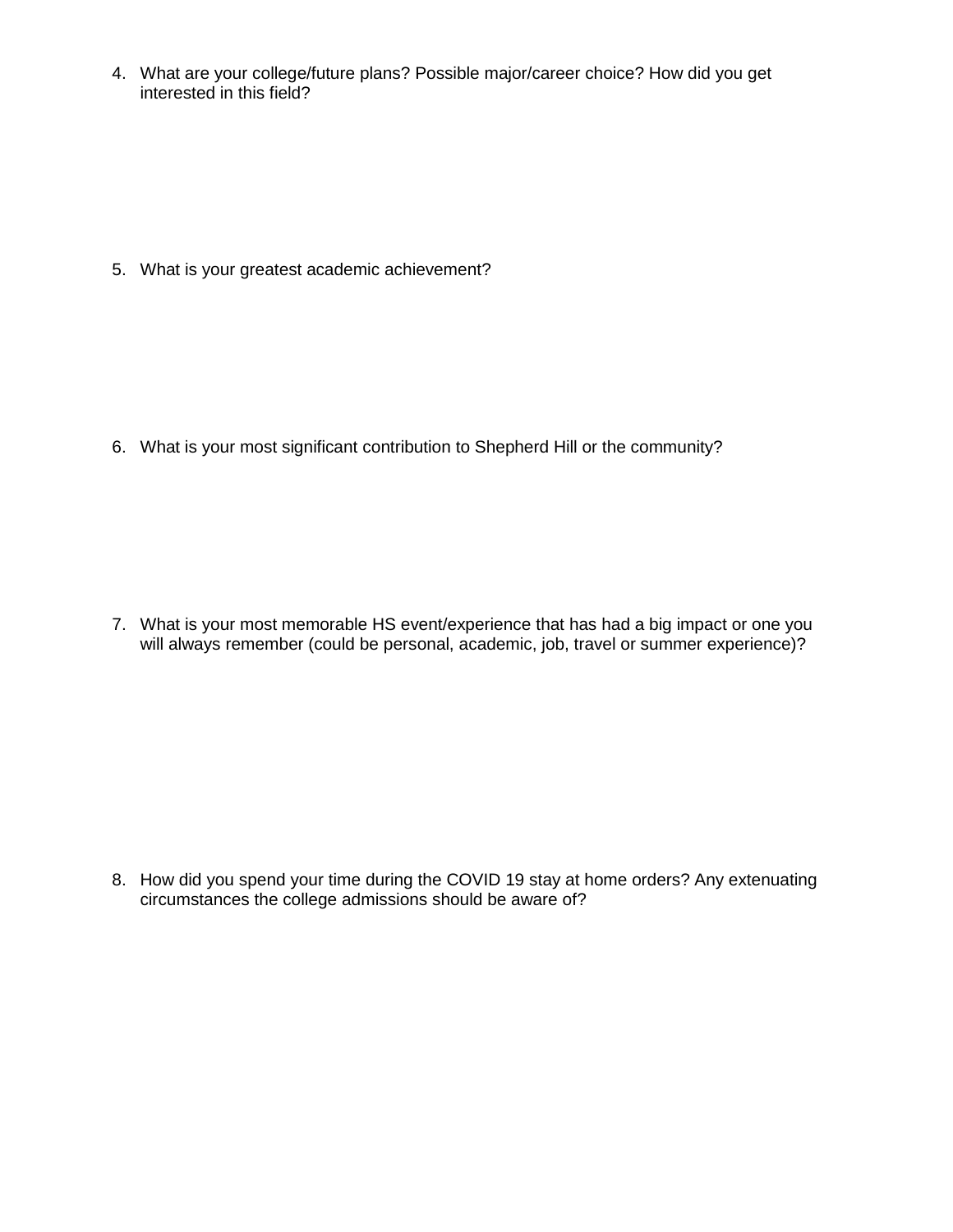4. What are your college/future plans? Possible major/career choice? How did you get interested in this field?

5. What is your greatest academic achievement?

6. What is your most significant contribution to Shepherd Hill or the community?

7. What is your most memorable HS event/experience that has had a big impact or one you will always remember (could be personal, academic, job, travel or summer experience)?

8. How did you spend your time during the COVID 19 stay at home orders? Any extenuating circumstances the college admissions should be aware of?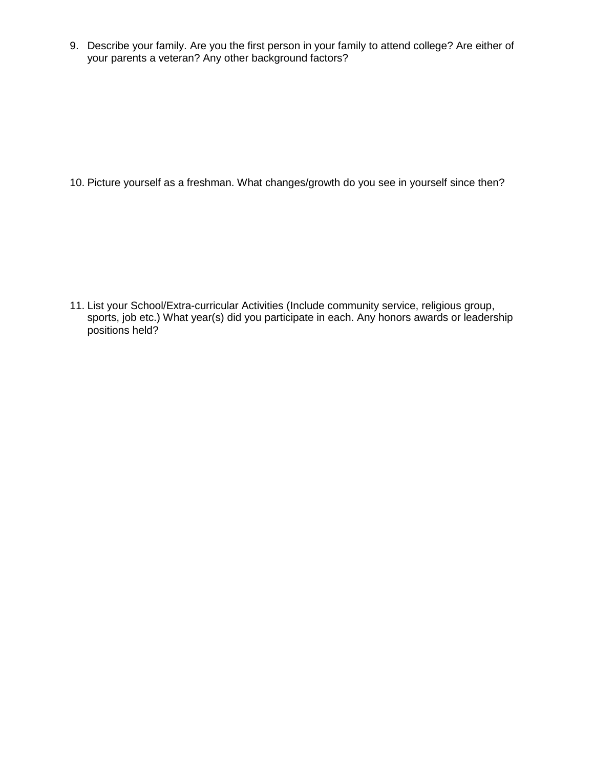9. Describe your family. Are you the first person in your family to attend college? Are either of your parents a veteran? Any other background factors?

10. Picture yourself as a freshman. What changes/growth do you see in yourself since then?

11. List your School/Extra-curricular Activities (Include community service, religious group, sports, job etc.) What year(s) did you participate in each. Any honors awards or leadership positions held?